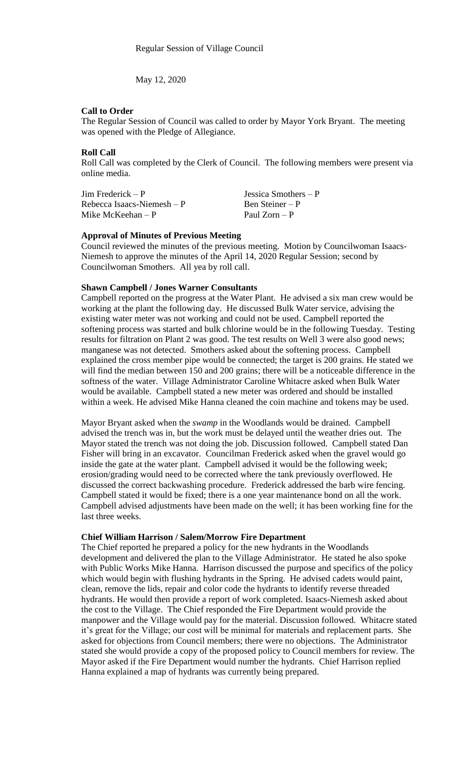Regular Session of Village Council

May 12, 2020

## Call to Order

The Regular Session of Council was called to order by Mayor York Bryant. The meeting was opened with the Pledge of Allegiance.

## Roll Call

Roll Call was completed by the Clerk of Council. The following members were present via online media.

| | |
|---|---|
| Jim Frederick – P | Jessica Smothers – P |
| Rebecca Isaacs-Niemesh – P | Ben Steiner – P |
| Mike McKeehan – P | Paul Zorn – P |

## Approval of Minutes of Previous Meeting

Council reviewed the minutes of the previous meeting. Motion by Councilwoman Isaacs-Niemesh to approve the minutes of the April 14, 2020 Regular Session; second by Councilwoman Smothers. All yea by roll call.

## Shawn Campbell / Jones Warner Consultants

Campbell reported on the progress at the Water Plant. He advised a six man crew would be working at the plant the following day. He discussed Bulk Water service, advising the existing water meter was not working and could not be used. Campbell reported the softening process was started and bulk chlorine would be in the following Tuesday. Testing results for filtration on Plant 2 was good. The test results on Well 3 were also good news; manganese was not detected. Smothers asked about the softening process. Campbell explained the cross member pipe would be connected; the target is 200 grains. He stated we will find the median between 150 and 200 grains; there will be a noticeable difference in the softness of the water. Village Administrator Caroline Whitacre asked when Bulk Water would be available. Campbell stated a new meter was ordered and should be installed within a week. He advised Mike Hanna cleaned the coin machine and tokens may be used.

Mayor Bryant asked when the *swamp* in the Woodlands would be drained. Campbell advised the trench was in, but the work must be delayed until the weather dries out. The Mayor stated the trench was not doing the job. Discussion followed. Campbell stated Dan Fisher will bring in an excavator. Councilman Frederick asked when the gravel would go inside the gate at the water plant. Campbell advised it would be the following week; erosion/grading would need to be corrected where the tank previously overflowed. He discussed the correct backwashing procedure. Frederick addressed the barb wire fencing. Campbell stated it would be fixed; there is a one year maintenance bond on all the work. Campbell advised adjustments have been made on the well; it has been working fine for the last three weeks.

## Chief William Harrison / Salem/Morrow Fire Department

The Chief reported he prepared a policy for the new hydrants in the Woodlands development and delivered the plan to the Village Administrator. He stated he also spoke with Public Works Mike Hanna. Harrison discussed the purpose and specifics of the policy which would begin with flushing hydrants in the Spring. He advised cadets would paint, clean, remove the lids, repair and color code the hydrants to identify reverse threaded hydrants. He would then provide a report of work completed. Isaacs-Niemesh asked about the cost to the Village. The Chief responded the Fire Department would provide the manpower and the Village would pay for the material. Discussion followed. Whitacre stated it's great for the Village; our cost will be minimal for materials and replacement parts. She asked for objections from Council members; there were no objections. The Administrator stated she would provide a copy of the proposed policy to Council members for review. The Mayor asked if the Fire Department would number the hydrants. Chief Harrison replied Hanna explained a map of hydrants was currently being prepared.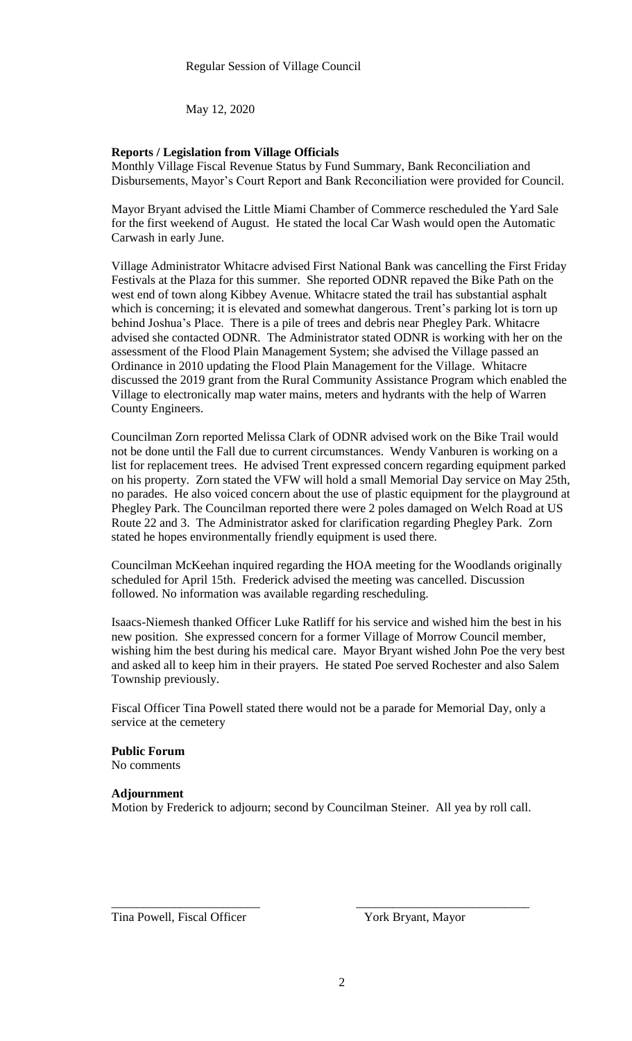Regular Session of Village Council

May 12, 2020

**Reports / Legislation from Village Officials**

Monthly Village Fiscal Revenue Status by Fund Summary, Bank Reconciliation and Disbursements, Mayor's Court Report and Bank Reconciliation were provided for Council.

Mayor Bryant advised the Little Miami Chamber of Commerce rescheduled the Yard Sale for the first weekend of August. He stated the local Car Wash would open the Automatic Carwash in early June.

Village Administrator Whitacre advised First National Bank was cancelling the First Friday Festivals at the Plaza for this summer. She reported ODNR repaved the Bike Path on the west end of town along Kibbey Avenue. Whitacre stated the trail has substantial asphalt which is concerning; it is elevated and somewhat dangerous. Trent's parking lot is torn up behind Joshua's Place. There is a pile of trees and debris near Phegley Park. Whitacre advised she contacted ODNR. The Administrator stated ODNR is working with her on the assessment of the Flood Plain Management System; she advised the Village passed an Ordinance in 2010 updating the Flood Plain Management for the Village. Whitacre discussed the 2019 grant from the Rural Community Assistance Program which enabled the Village to electronically map water mains, meters and hydrants with the help of Warren County Engineers.

Councilman Zorn reported Melissa Clark of ODNR advised work on the Bike Trail would not be done until the Fall due to current circumstances. Wendy Vanburen is working on a list for replacement trees. He advised Trent expressed concern regarding equipment parked on his property. Zorn stated the VFW will hold a small Memorial Day service on May 25th, no parades. He also voiced concern about the use of plastic equipment for the playground at Phegley Park. The Councilman reported there were 2 poles damaged on Welch Road at US Route 22 and 3. The Administrator asked for clarification regarding Phegley Park. Zorn stated he hopes environmentally friendly equipment is used there.

Councilman McKeehan inquired regarding the HOA meeting for the Woodlands originally scheduled for April 15th. Frederick advised the meeting was cancelled. Discussion followed. No information was available regarding rescheduling.

Isaacs-Niemesh thanked Officer Luke Ratliff for his service and wished him the best in his new position. She expressed concern for a former Village of Morrow Council member, wishing him the best during his medical care. Mayor Bryant wished John Poe the very best and asked all to keep him in their prayers. He stated Poe served Rochester and also Salem Township previously.

Fiscal Officer Tina Powell stated there would not be a parade for Memorial Day, only a service at the cemetery

**Public Forum**

No comments

**Adjournment**

Motion by Frederick to adjourn; second by Councilman Steiner. All yea by roll call.

\_\_\_\_\_\_\_\_\_\_\_\_\_\_\_\_\_\_\_\_\_\_\_\_\_ \_\_\_\_\_\_\_\_\_\_\_\_\_\_\_\_\_\_\_\_\_\_\_\_\_\_\_\_\_

Tina Powell, Fiscal Officer York Bryant, Mayor